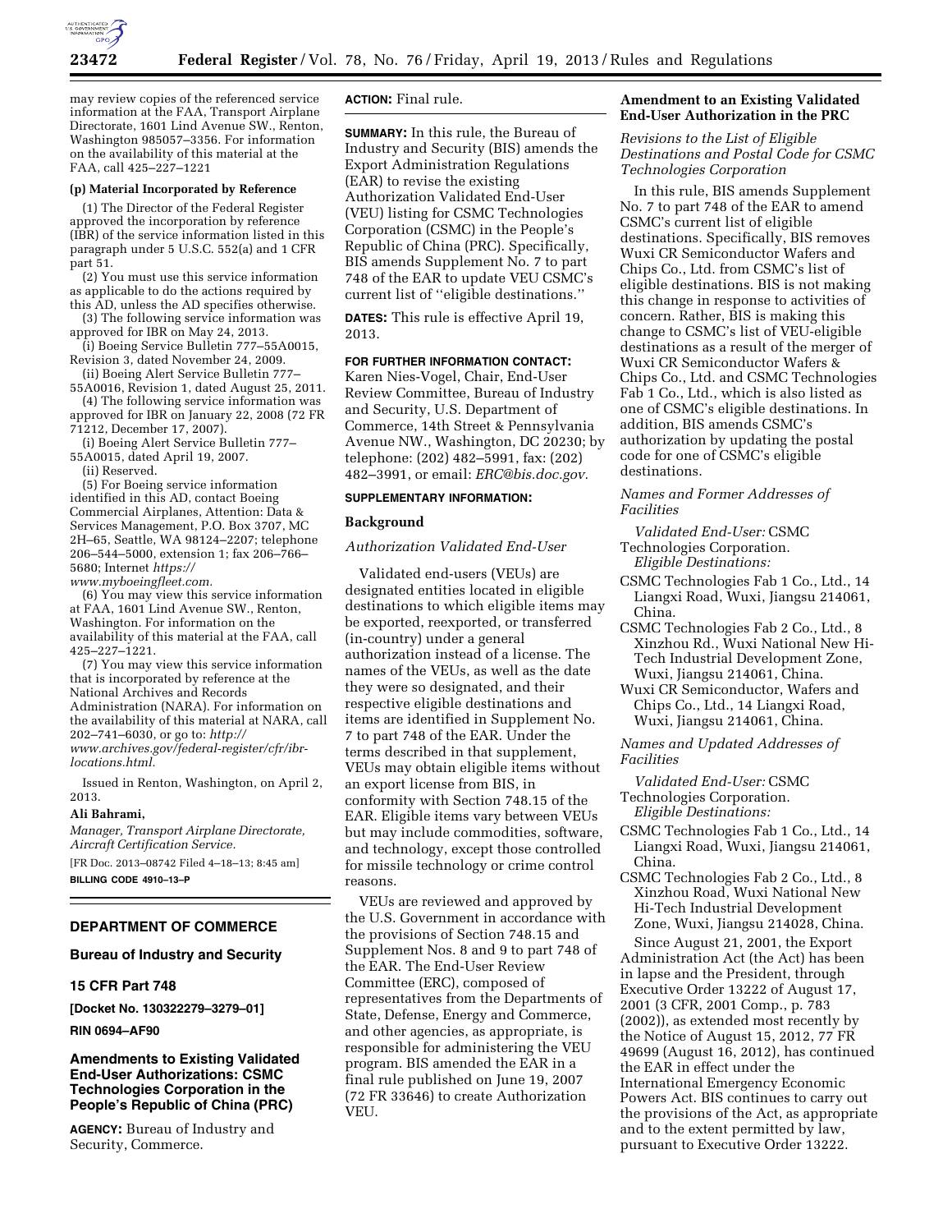may review copies of the referenced service information at the FAA, Transport Airplane Directorate, 1601 Lind Avenue SW., Renton, Washington 985057–3356. For information on the availability of this material at the FAA, call 425–227–1221

**(p) Material Incorporated by Reference**

(1) The Director of the Federal Register approved the incorporation by reference (IBR) of the service information listed in this paragraph under 5 U.S.C. 552(a) and 1 CFR part 51.

(2) You must use this service information as applicable to do the actions required by this AD, unless the AD specifies otherwise.

(3) The following service information was approved for IBR on May 24, 2013.

(i) Boeing Service Bulletin 777–55A0015, Revision 3, dated November 24, 2009.

(ii) Boeing Alert Service Bulletin 777–55A0016, Revision 1, dated August 25, 2011.

(4) The following service information was approved for IBR on January 22, 2008 (72 FR 71212, December 17, 2007).

(i) Boeing Alert Service Bulletin 777–55A0015, dated April 19, 2007.

(ii) Reserved.

(5) For Boeing service information identified in this AD, contact Boeing Commercial Airplanes, Attention: Data & Services Management, P.O. Box 3707, MC 2H–65, Seattle, WA 98124–2207; telephone 206–544–5000, extension 1; fax 206–766–5680; Internet *https://www.myboeingfleet.com.*

(6) You may view this service information at FAA, 1601 Lind Avenue SW., Renton, Washington. For information on the availability of this material at the FAA, call 425–227–1221.

(7) You may view this service information that is incorporated by reference at the National Archives and Records Administration (NARA). For information on the availability of this material at NARA, call 202–741–6030, or go to: *http://www.archives.gov/federal-register/cfr/ibr-locations.html.*

Issued in Renton, Washington, on April 2, 2013.

**Ali Bahrami,**

*Manager, Transport Airplane Directorate, Aircraft Certification Service.*

[FR Doc. 2013–08742 Filed 4–18–13; 8:45 am]

**BILLING CODE 4910–13–P**

## DEPARTMENT OF COMMERCE

### Bureau of Industry and Security

### 15 CFR Part 748

**[Docket No. 130322279–3279–01]**

**RIN 0694–AF90**

## Amendments to Existing Validated End-User Authorizations: CSMC Technologies Corporation in the People's Republic of China (PRC)

**AGENCY:** Bureau of Industry and Security, Commerce.

**ACTION:** Final rule.

**SUMMARY:** In this rule, the Bureau of Industry and Security (BIS) amends the Export Administration Regulations (EAR) to revise the existing Authorization Validated End-User (VEU) listing for CSMC Technologies Corporation (CSMC) in the People's Republic of China (PRC). Specifically, BIS amends Supplement No. 7 to part 748 of the EAR to update VEU CSMC's current list of ''eligible destinations.''

**DATES:** This rule is effective April 19, 2013.

**FOR FURTHER INFORMATION CONTACT:** Karen Nies-Vogel, Chair, End-User Review Committee, Bureau of Industry and Security, U.S. Department of Commerce, 14th Street & Pennsylvania Avenue NW., Washington, DC 20230; by telephone: (202) 482–5991, fax: (202) 482–3991, or email: *ERC@bis.doc.gov.*

**SUPPLEMENTARY INFORMATION:**

### Background

*Authorization Validated End-User*

Validated end-users (VEUs) are designated entities located in eligible destinations to which eligible items may be exported, reexported, or transferred (in-country) under a general authorization instead of a license. The names of the VEUs, as well as the date they were so designated, and their respective eligible destinations and items are identified in Supplement No. 7 to part 748 of the EAR. Under the terms described in that supplement, VEUs may obtain eligible items without an export license from BIS, in conformity with Section 748.15 of the EAR. Eligible items vary between VEUs but may include commodities, software, and technology, except those controlled for missile technology or crime control reasons.

VEUs are reviewed and approved by the U.S. Government in accordance with the provisions of Section 748.15 and Supplement Nos. 8 and 9 to part 748 of the EAR. The End-User Review Committee (ERC), composed of representatives from the Departments of State, Defense, Energy and Commerce, and other agencies, as appropriate, is responsible for administering the VEU program. BIS amended the EAR in a final rule published on June 19, 2007 (72 FR 33646) to create Authorization VEU.

### Amendment to an Existing Validated End-User Authorization in the PRC

*Revisions to the List of Eligible Destinations and Postal Code for CSMC Technologies Corporation*

In this rule, BIS amends Supplement No. 7 to part 748 of the EAR to amend CSMC's current list of eligible destinations. Specifically, BIS removes Wuxi CR Semiconductor Wafers and Chips Co., Ltd. from CSMC's list of eligible destinations. BIS is not making this change in response to activities of concern. Rather, BIS is making this change to CSMC's list of VEU-eligible destinations as a result of the merger of Wuxi CR Semiconductor Wafers & Chips Co., Ltd. and CSMC Technologies Fab 1 Co., Ltd., which is also listed as one of CSMC's eligible destinations. In addition, BIS amends CSMC's authorization by updating the postal code for one of CSMC's eligible destinations.

*Names and Former Addresses of Facilities*

*Validated End-User:* CSMC Technologies Corporation.
*Eligible Destinations:*

CSMC Technologies Fab 1 Co., Ltd., 14 Liangxi Road, Wuxi, Jiangsu 214061, China.

CSMC Technologies Fab 2 Co., Ltd., 8 Xinzhou Rd., Wuxi National New Hi-Tech Industrial Development Zone, Wuxi, Jiangsu 214061, China.

Wuxi CR Semiconductor, Wafers and Chips Co., Ltd., 14 Liangxi Road, Wuxi, Jiangsu 214061, China.

*Names and Updated Addresses of Facilities*

*Validated End-User:* CSMC Technologies Corporation.
*Eligible Destinations:*

CSMC Technologies Fab 1 Co., Ltd., 14 Liangxi Road, Wuxi, Jiangsu 214061, China.

CSMC Technologies Fab 2 Co., Ltd., 8 Xinzhou Road, Wuxi National New Hi-Tech Industrial Development Zone, Wuxi, Jiangsu 214028, China.

Since August 21, 2001, the Export Administration Act (the Act) has been in lapse and the President, through Executive Order 13222 of August 17, 2001 (3 CFR, 2001 Comp., p. 783 (2002)), as extended most recently by the Notice of August 15, 2012, 77 FR 49699 (August 16, 2012), has continued the EAR in effect under the International Emergency Economic Powers Act. BIS continues to carry out the provisions of the Act, as appropriate and to the extent permitted by law, pursuant to Executive Order 13222.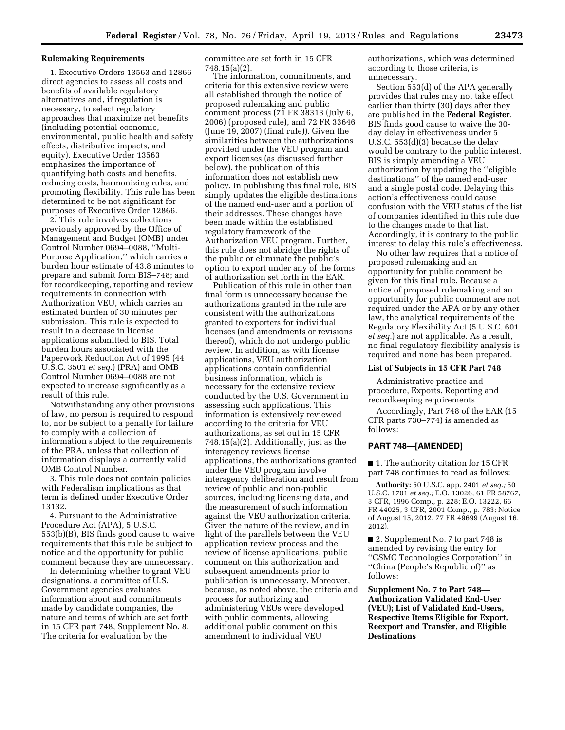## Rulemaking Requirements

1. Executive Orders 13563 and 12866 direct agencies to assess all costs and benefits of available regulatory alternatives and, if regulation is necessary, to select regulatory approaches that maximize net benefits (including potential economic, environmental, public health and safety effects, distributive impacts, and equity). Executive Order 13563 emphasizes the importance of quantifying both costs and benefits, reducing costs, harmonizing rules, and promoting flexibility. This rule has been determined to be not significant for purposes of Executive Order 12866.

2. This rule involves collections previously approved by the Office of Management and Budget (OMB) under Control Number 0694–0088, ''Multi-Purpose Application,'' which carries a burden hour estimate of 43.8 minutes to prepare and submit form BIS–748; and for recordkeeping, reporting and review requirements in connection with Authorization VEU, which carries an estimated burden of 30 minutes per submission. This rule is expected to result in a decrease in license applications submitted to BIS. Total burden hours associated with the Paperwork Reduction Act of 1995 (44 U.S.C. 3501 *et seq.*) (PRA) and OMB Control Number 0694–0088 are not expected to increase significantly as a result of this rule.

Notwithstanding any other provisions of law, no person is required to respond to, nor be subject to a penalty for failure to comply with a collection of information subject to the requirements of the PRA, unless that collection of information displays a currently valid OMB Control Number.

3. This rule does not contain policies with Federalism implications as that term is defined under Executive Order 13132.

4. Pursuant to the Administrative Procedure Act (APA), 5 U.S.C. 553(b)(B), BIS finds good cause to waive requirements that this rule be subject to notice and the opportunity for public comment because they are unnecessary.

In determining whether to grant VEU designations, a committee of U.S. Government agencies evaluates information about and commitments made by candidate companies, the nature and terms of which are set forth in 15 CFR part 748, Supplement No. 8. The criteria for evaluation by the committee are set forth in 15 CFR 748.15(a)(2).

The information, commitments, and criteria for this extensive review were all established through the notice of proposed rulemaking and public comment process (71 FR 38313 (July 6, 2006) (proposed rule), and 72 FR 33646 (June 19, 2007) (final rule)). Given the similarities between the authorizations provided under the VEU program and export licenses (as discussed further below), the publication of this information does not establish new policy. In publishing this final rule, BIS simply updates the eligible destinations of the named end-user and a portion of their addresses. These changes have been made within the established regulatory framework of the Authorization VEU program. Further, this rule does not abridge the rights of the public or eliminate the public's option to export under any of the forms of authorization set forth in the EAR.

Publication of this rule in other than final form is unnecessary because the authorizations granted in the rule are consistent with the authorizations granted to exporters for individual licenses (and amendments or revisions thereof), which do not undergo public review. In addition, as with license applications, VEU authorization applications contain confidential business information, which is necessary for the extensive review conducted by the U.S. Government in assessing such applications. This information is extensively reviewed according to the criteria for VEU authorizations, as set out in 15 CFR 748.15(a)(2). Additionally, just as the interagency reviews license applications, the authorizations granted under the VEU program involve interagency deliberation and result from review of public and non-public sources, including licensing data, and the measurement of such information against the VEU authorization criteria. Given the nature of the review, and in light of the parallels between the VEU application review process and the review of license applications, public comment on this authorization and subsequent amendments prior to publication is unnecessary. Moreover, because, as noted above, the criteria and process for authorizing and administering VEUs were developed with public comments, allowing additional public comment on this amendment to individual VEU authorizations, which was determined according to those criteria, is unnecessary.

Section 553(d) of the APA generally provides that rules may not take effect earlier than thirty (30) days after they are published in the **Federal Register**. BIS finds good cause to waive the 30-day delay in effectiveness under 5 U.S.C. 553(d)(3) because the delay would be contrary to the public interest. BIS is simply amending a VEU authorization by updating the ''eligible destinations'' of the named end-user and a single postal code. Delaying this action's effectiveness could cause confusion with the VEU status of the list of companies identified in this rule due to the changes made to that list. Accordingly, it is contrary to the public interest to delay this rule's effectiveness.

No other law requires that a notice of proposed rulemaking and an opportunity for public comment be given for this final rule. Because a notice of proposed rulemaking and an opportunity for public comment are not required under the APA or by any other law, the analytical requirements of the Regulatory Flexibility Act (5 U.S.C. 601 *et seq.*) are not applicable. As a result, no final regulatory flexibility analysis is required and none has been prepared.

### List of Subjects in 15 CFR Part 748

Administrative practice and procedure, Exports, Reporting and recordkeeping requirements.

Accordingly, Part 748 of the EAR (15 CFR parts 730–774) is amended as follows:

## PART 748—[AMENDED]

■ 1. The authority citation for 15 CFR part 748 continues to read as follows:

**Authority:** 50 U.S.C. app. 2401 *et seq.;* 50 U.S.C. 1701 *et seq.;* E.O. 13026, 61 FR 58767, 3 CFR, 1996 Comp., p. 228; E.O. 13222, 66 FR 44025, 3 CFR, 2001 Comp., p. 783; Notice of August 15, 2012, 77 FR 49699 (August 16, 2012).

■ 2. Supplement No. 7 to part 748 is amended by revising the entry for ''CSMC Technologies Corporation'' in ''China (People's Republic of)'' as follows:

**Supplement No. 7 to Part 748—Authorization Validated End-User (VEU); List of Validated End-Users, Respective Items Eligible for Export, Reexport and Transfer, and Eligible Destinations**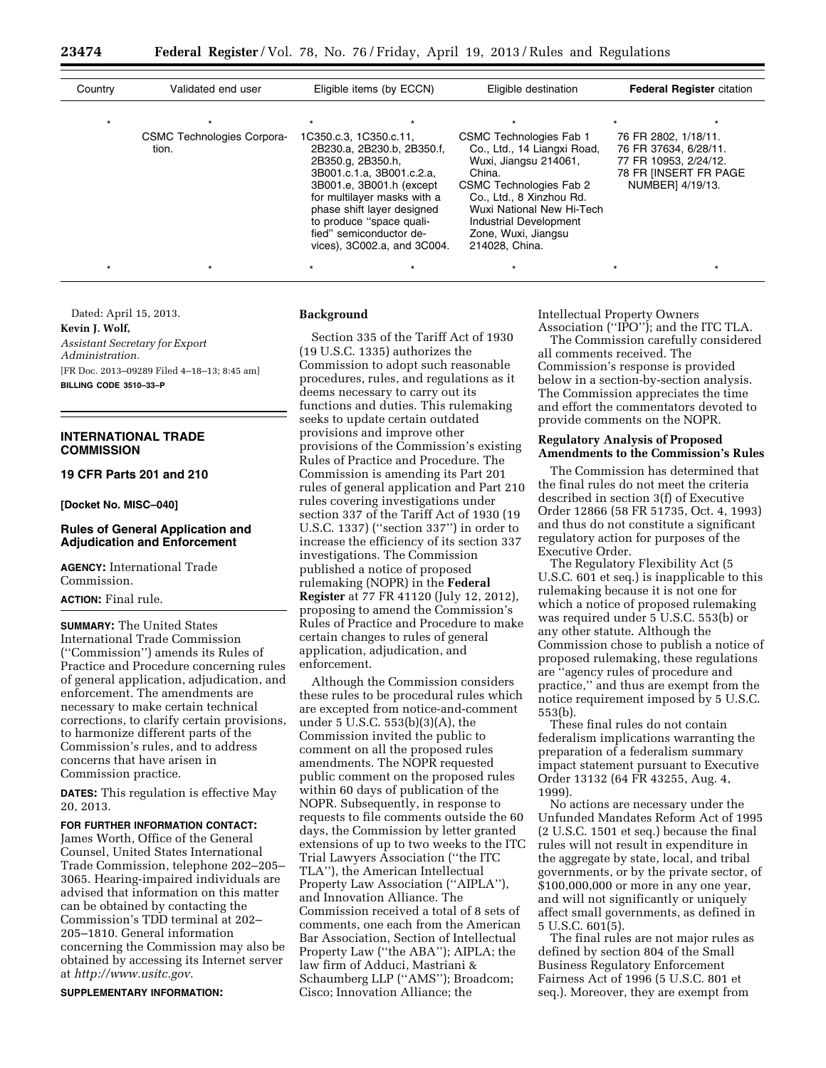| Country | Validated end user | Eligible items (by ECCN) | Eligible destination | **Federal Register** citation |
|---|---|---|---|---|
| * | * | * * | * | * * |
| | CSMC Technologies Corporation. | 1C350.c.3, 1C350.c.11, 2B230.a, 2B230.b, 2B350.f, 2B350.g, 2B350.h, 3B001.c.1.a, 3B001.c.2.a, 3B001.e, 3B001.h (except for multilayer masks with a phase shift layer designed to produce "space qualified" semiconductor devices), 3C002.a, and 3C004. | CSMC Technologies Fab 1 Co., Ltd., 14 Liangxi Road, Wuxi, Jiangsu 214061, China. CSMC Technologies Fab 2 Co., Ltd., 8 Xinzhou Rd. Wuxi National New Hi-Tech Industrial Development Zone, Wuxi, Jiangsu 214028, China. | 76 FR 2802, 1/18/11. 76 FR 37634, 6/28/11. 77 FR 10953, 2/24/12. 78 FR [INSERT FR PAGE NUMBER] 4/19/13. |
| * | * | * * | * | * * |

Dated: April 15, 2013.

**Kevin J. Wolf,**

*Assistant Secretary for Export Administration.*

[FR Doc. 2013–09289 Filed 4–18–13; 8:45 am]

**BILLING CODE 3510–33–P**

---

## INTERNATIONAL TRADE COMMISSION

### 19 CFR Parts 201 and 210

**[Docket No. MISC–040]**

### Rules of General Application and Adjudication and Enforcement

**AGENCY:** International Trade Commission.

**ACTION:** Final rule.

**SUMMARY:** The United States International Trade Commission ("Commission") amends its Rules of Practice and Procedure concerning rules of general application, adjudication, and enforcement. The amendments are necessary to make certain technical corrections, to clarify certain provisions, to harmonize different parts of the Commission's rules, and to address concerns that have arisen in Commission practice.

**DATES:** This regulation is effective May 20, 2013.

**FOR FURTHER INFORMATION CONTACT:** James Worth, Office of the General Counsel, United States International Trade Commission, telephone 202–205–3065. Hearing-impaired individuals are advised that information on this matter can be obtained by contacting the Commission's TDD terminal at 202–205–1810. General information concerning the Commission may also be obtained by accessing its Internet server at *http://www.usitc.gov.*

**SUPPLEMENTARY INFORMATION:**

**Background**

Section 335 of the Tariff Act of 1930 (19 U.S.C. 1335) authorizes the Commission to adopt such reasonable procedures, rules, and regulations as it deems necessary to carry out its functions and duties. This rulemaking seeks to update certain outdated provisions and improve other provisions of the Commission's existing Rules of Practice and Procedure. The Commission is amending its Part 201 rules of general application and Part 210 rules covering investigations under section 337 of the Tariff Act of 1930 (19 U.S.C. 1337) ("section 337") in order to increase the efficiency of its section 337 investigations. The Commission published a notice of proposed rulemaking (NOPR) in the **Federal Register** at 77 FR 41120 (July 12, 2012), proposing to amend the Commission's Rules of Practice and Procedure to make certain changes to rules of general application, adjudication, and enforcement.

Although the Commission considers these rules to be procedural rules which are excepted from notice-and-comment under 5 U.S.C. 553(b)(3)(A), the Commission invited the public to comment on all the proposed rules amendments. The NOPR requested public comment on the proposed rules within 60 days of publication of the NOPR. Subsequently, in response to requests to file comments outside the 60 days, the Commission by letter granted extensions of up to two weeks to the ITC Trial Lawyers Association ("the ITC TLA"), the American Intellectual Property Law Association ("AIPLA"), and Innovation Alliance. The Commission received a total of 8 sets of comments, one each from the American Bar Association, Section of Intellectual Property Law ("the ABA"); AIPLA; the law firm of Adduci, Mastriani & Schaumberg LLP ("AMS"); Broadcom; Cisco; Innovation Alliance; the Intellectual Property Owners Association ("IPO"); and the ITC TLA.

The Commission carefully considered all comments received. The Commission's response is provided below in a section-by-section analysis. The Commission appreciates the time and effort the commentators devoted to provide comments on the NOPR.

**Regulatory Analysis of Proposed Amendments to the Commission's Rules**

The Commission has determined that the final rules do not meet the criteria described in section 3(f) of Executive Order 12866 (58 FR 51735, Oct. 4, 1993) and thus do not constitute a significant regulatory action for purposes of the Executive Order.

The Regulatory Flexibility Act (5 U.S.C. 601 et seq.) is inapplicable to this rulemaking because it is not one for which a notice of proposed rulemaking was required under 5 U.S.C. 553(b) or any other statute. Although the Commission chose to publish a notice of proposed rulemaking, these regulations are "agency rules of procedure and practice," and thus are exempt from the notice requirement imposed by 5 U.S.C. 553(b).

These final rules do not contain federalism implications warranting the preparation of a federalism summary impact statement pursuant to Executive Order 13132 (64 FR 43255, Aug. 4, 1999).

No actions are necessary under the Unfunded Mandates Reform Act of 1995 (2 U.S.C. 1501 et seq.) because the final rules will not result in expenditure in the aggregate by state, local, and tribal governments, or by the private sector, of $100,000,000 or more in any one year, and will not significantly or uniquely affect small governments, as defined in 5 U.S.C. 601(5).

The final rules are not major rules as defined by section 804 of the Small Business Regulatory Enforcement Fairness Act of 1996 (5 U.S.C. 801 et seq.). Moreover, they are exempt from